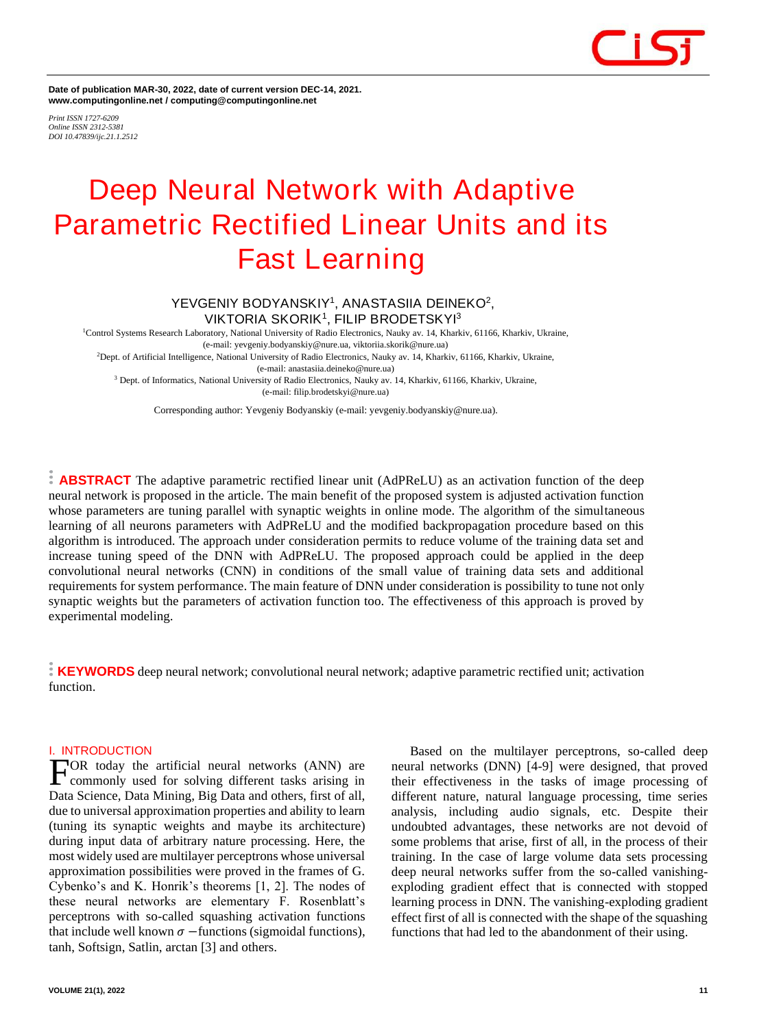Date of publication MAR-30, 2022, date of current version DEC-14, 2021.
www.computingonline.net / computing@computingonline.net

*Print ISSN 1727-6209*
*Online ISSN 2312-5381*
*DOI 10.47839/ijc.21.1.2512*

# Deep Neural Network with Adaptive Parametric Rectified Linear Units and its Fast Learning

**YEVGENIY BODYANSKIY[1], ANASTASIIA DEINEKO[2], VIKTORIA SKORIK[1], FILIP BRODETSKYI[3]**

[1]Control Systems Research Laboratory, National University of Radio Electronics, Nauky av. 14, Kharkiv, 61166, Kharkiv, Ukraine, (e-mail: yevgeniy.bodyanskiy@nure.ua, viktoriia.skorik@nure.ua)

[2]Dept. of Artificial Intelligence, National University of Radio Electronics, Nauky av. 14, Kharkiv, 61166, Kharkiv, Ukraine, (e-mail: anastasiia.deineko@nure.ua)

[3] Dept. of Informatics, National University of Radio Electronics, Nauky av. 14, Kharkiv, 61166, Kharkiv, Ukraine, (e-mail: filip.brodetskyi@nure.ua)

Corresponding author: Yevgeniy Bodyanskiy (e-mail: yevgeniy.bodyanskiy@nure.ua).

**ABSTRACT** The adaptive parametric rectified linear unit (AdPReLU) as an activation function of the deep neural network is proposed in the article. The main benefit of the proposed system is adjusted activation function whose parameters are tuning parallel with synaptic weights in online mode. The algorithm of the simultaneous learning of all neurons parameters with AdPReLU and the modified backpropagation procedure based on this algorithm is introduced. The approach under consideration permits to reduce volume of the training data set and increase tuning speed of the DNN with AdPReLU. The proposed approach could be applied in the deep convolutional neural networks (CNN) in conditions of the small value of training data sets and additional requirements for system performance. The main feature of DNN under consideration is possibility to tune not only synaptic weights but the parameters of activation function too. The effectiveness of this approach is proved by experimental modeling.

**KEYWORDS** deep neural network; convolutional neural network; adaptive parametric rectified unit; activation function.

## I. INTRODUCTION

FOR today the artificial neural networks (ANN) are commonly used for solving different tasks arising in Data Science, Data Mining, Big Data and others, first of all, due to universal approximation properties and ability to learn (tuning its synaptic weights and maybe its architecture) during input data of arbitrary nature processing. Here, the most widely used are multilayer perceptrons whose universal approximation possibilities were proved in the frames of G. Cybenko's and K. Honrik's theorems [1, 2]. The nodes of these neural networks are elementary F. Rosenblatt's perceptrons with so-called squashing activation functions that include well known $\sigma -$functions (sigmoidal functions), tanh, Softsign, Satlin, arctan [3] and others.

Based on the multilayer perceptrons, so-called deep neural networks (DNN) [4-9] were designed, that proved their effectiveness in the tasks of image processing of different nature, natural language processing, time series analysis, including audio signals, etc. Despite their undoubted advantages, these networks are not devoid of some problems that arise, first of all, in the process of their training. In the case of large volume data sets processing deep neural networks suffer from the so-called vanishing-exploding gradient effect that is connected with stopped learning process in DNN. The vanishing-exploding gradient effect first of all is connected with the shape of the squashing functions that had led to the abandonment of their using.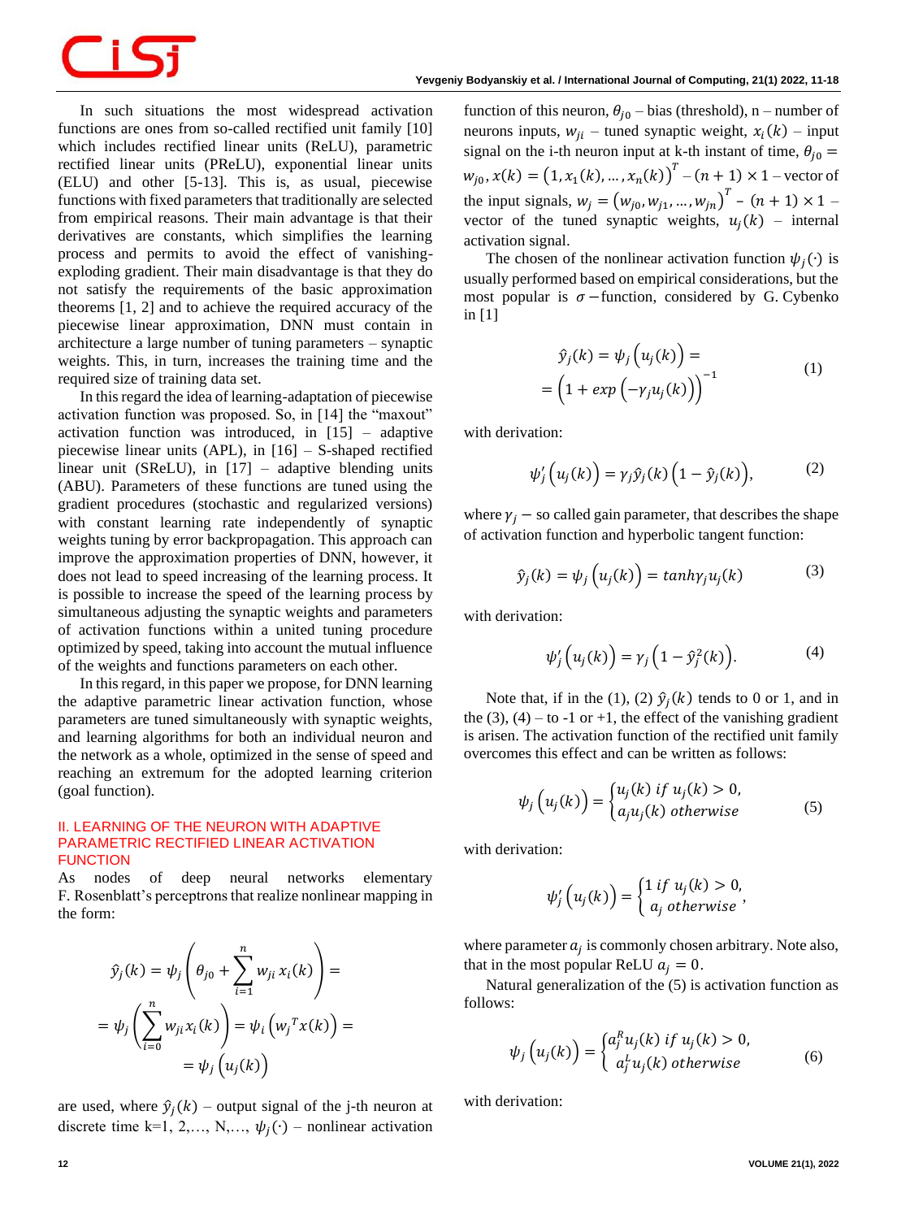In such situations the most widespread activation functions are ones from so-called rectified unit family [10] which includes rectified linear units (ReLU), parametric rectified linear units (PReLU), exponential linear units (ELU) and other [5-13]. This is, as usual, piecewise functions with fixed parameters that traditionally are selected from empirical reasons. Their main advantage is that their derivatives are constants, which simplifies the learning process and permits to avoid the effect of vanishing-exploding gradient. Their main disadvantage is that they do not satisfy the requirements of the basic approximation theorems [1, 2] and to achieve the required accuracy of the piecewise linear approximation, DNN must contain in architecture a large number of tuning parameters – synaptic weights. This, in turn, increases the training time and the required size of training data set.

In this regard the idea of learning-adaptation of piecewise activation function was proposed. So, in [14] the "maxout" activation function was introduced, in [15] – adaptive piecewise linear units (APL), in [16] – S-shaped rectified linear unit (SReLU), in [17] – adaptive blending units (ABU). Parameters of these functions are tuned using the gradient procedures (stochastic and regularized versions) with constant learning rate independently of synaptic weights tuning by error backpropagation. This approach can improve the approximation properties of DNN, however, it does not lead to speed increasing of the learning process. It is possible to increase the speed of the learning process by simultaneous adjusting the synaptic weights and parameters of activation functions within a united tuning procedure optimized by speed, taking into account the mutual influence of the weights and functions parameters on each other.

In this regard, in this paper we propose, for DNN learning the adaptive parametric linear activation function, whose parameters are tuned simultaneously with synaptic weights, and learning algorithms for both an individual neuron and the network as a whole, optimized in the sense of speed and reaching an extremum for the adopted learning criterion (goal function).

## II. LEARNING OF THE NEURON WITH ADAPTIVE PARAMETRIC RECTIFIED LINEAR ACTIVATION FUNCTION

As nodes of deep neural networks elementary F. Rosenblatt's perceptrons that realize nonlinear mapping in the form:

$$\hat{y}_j(k) = \psi_j\left(\theta_{j0} + \sum_{i=1}^{n} w_{ji}\, x_i(k)\right) = \\ = \psi_j\left(\sum_{i=0}^{n} w_{ji} x_i(k)\right) = \psi_i\left({w_j}^T x(k)\right) = \\ = \psi_j\left(u_j(k)\right)$$

are used, where $\hat{y}_j(k)$ – output signal of the j-th neuron at discrete time k=1, 2,…, N,…, $\psi_j(\cdot)$ – nonlinear activation function of this neuron, $\theta_{j0}$ – bias (threshold), n – number of neurons inputs, $w_{ji}$ – tuned synaptic weight, $x_i(k)$ – input signal on the i-th neuron input at k-th instant of time, $\theta_{j0} = w_{j0}$, $x(k) = \left(1, x_1(k), \ldots, x_n(k)\right)^T$ – $(n+1) \times 1$ – vector of the input signals, $w_j = \left(w_{j0}, w_{j1}, \ldots, w_{jn}\right)^T$ - $(n+1) \times 1$ – vector of the tuned synaptic weights, $u_j(k)$ – internal activation signal.

The chosen of the nonlinear activation function $\psi_j(\cdot)$ is usually performed based on empirical considerations, but the most popular is $\sigma$ −function, considered by G. Cybenko in [1]

$$\hat{y}_j(k) = \psi_j\left(u_j(k)\right) = \\ = \left(1 + exp\left(-\gamma_j u_j(k)\right)\right)^{-1} \tag{1}$$

with derivation:

$$\psi_j'\left(u_j(k)\right) = \gamma_j \hat{y}_j(k)\left(1 - \hat{y}_j(k)\right), \tag{2}$$

where $\gamma_j$ − so called gain parameter, that describes the shape of activation function and hyperbolic tangent function:

$$\hat{y}_j(k) = \psi_j\left(u_j(k)\right) = tanh \gamma_j u_j(k) \tag{3}$$

with derivation:

$$\psi_j'\left(u_j(k)\right) = \gamma_j\left(1 - \hat{y}_j^2(k)\right). \tag{4}$$

Note that, if in the (1), (2) $\hat{y}_j(k)$ tends to 0 or 1, and in the (3), (4) – to -1 or +1, the effect of the vanishing gradient is arisen. The activation function of the rectified unit family overcomes this effect and can be written as follows:

$$\psi_j\left(u_j(k)\right) = \begin{cases} u_j(k) \text{ } if \text{ } u_j(k) > 0, \\ a_j u_j(k) \text{ } otherwise \end{cases} \tag{5}$$

with derivation:

$$\psi_j'\left(u_j(k)\right) = \begin{cases} 1 \text{ } if \text{ } u_j(k) > 0, \\ a_j \text{ } otherwise \end{cases},$$

where parameter $a_j$ is commonly chosen arbitrary. Note also, that in the most popular ReLU $a_j = 0$.

Natural generalization of the (5) is activation function as follows:

$$\psi_j\left(u_j(k)\right) = \begin{cases} a_j^R u_j(k) \text{ } if \text{ } u_j(k) > 0, \\ a_j^L u_j(k) \text{ } otherwise \end{cases} \tag{6}$$

with derivation: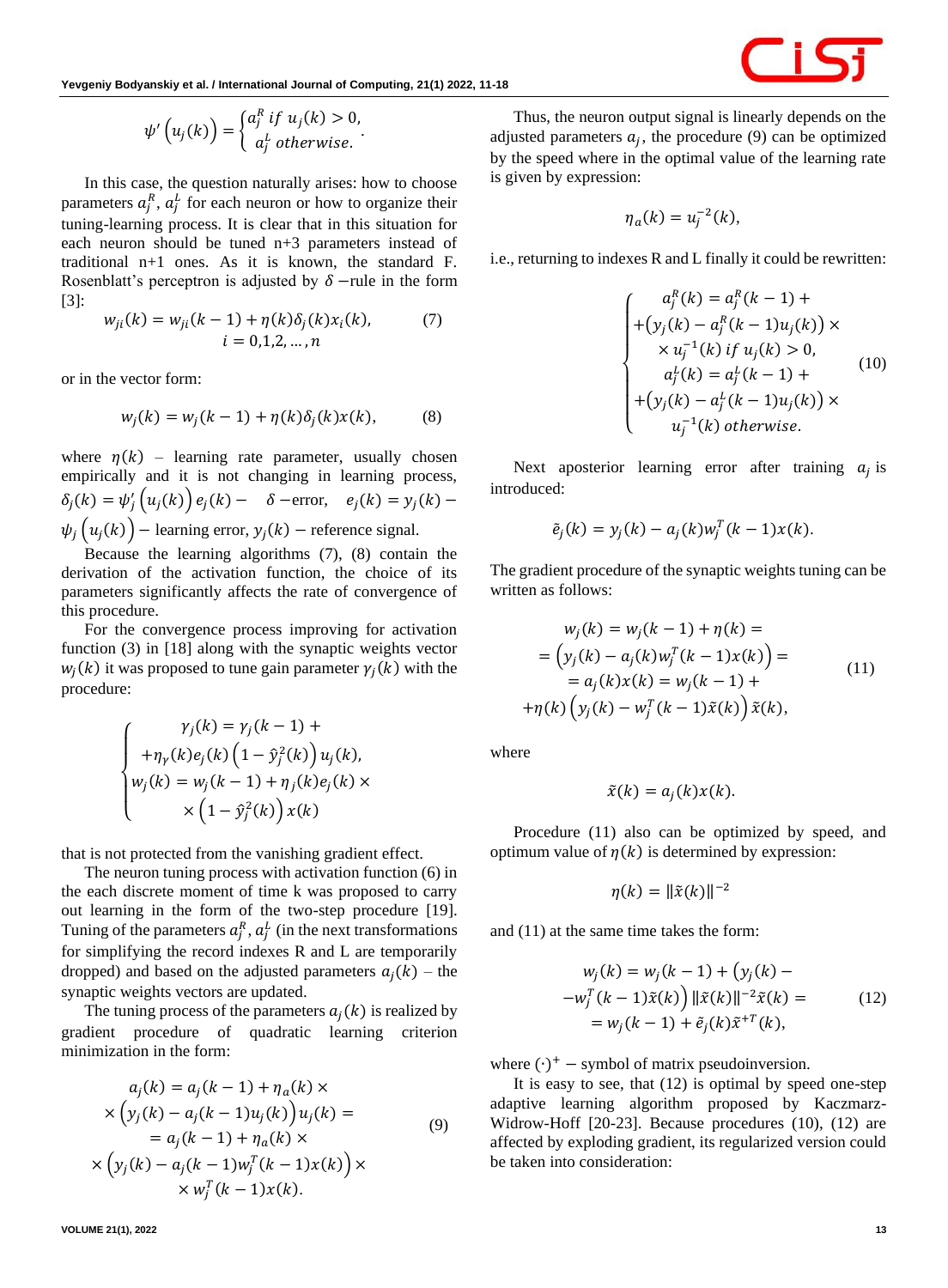$$\psi'\left(u_j(k)\right) = \begin{cases} a_j^R \text{ } if \text{ } u_j(k) > 0, \\ a_j^L \text{ } otherwise. \end{cases}.$$

In this case, the question naturally arises: how to choose parameters $a_j^R$, $a_j^L$ for each neuron or how to organize their tuning-learning process. It is clear that in this situation for each neuron should be tuned n+3 parameters instead of traditional n+1 ones. As it is known, the standard F. Rosenblatt's perceptron is adjusted by $\delta$ −rule in the form [3]:

$$w_{ji}(k) = w_{ji}(k-1) + \eta(k)\delta_j(k)x_i(k), \quad (7)$$
$$i = 0,1,2,\ldots,n$$

or in the vector form:

$$w_j(k) = w_j(k-1) + \eta(k)\delta_j(k)x(k), \quad (8)$$

where $\eta(k)$ – learning rate parameter, usually chosen empirically and it is not changing in learning process, $\delta_j(k) = \psi_j'\left(u_j(k)\right)e_j(k) -$ $\delta$ −error, $e_j(k) = y_j(k) - \psi_j\left(u_j(k)\right) -$ learning error, $y_j(k)$ – reference signal.

Because the learning algorithms (7), (8) contain the derivation of the activation function, the choice of its parameters significantly affects the rate of convergence of this procedure.

For the convergence process improving for activation function (3) in [18] along with the synaptic weights vector $w_j(k)$ it was proposed to tune gain parameter $\gamma_j(k)$ with the procedure:

$$\begin{cases} \gamma_j(k) = \gamma_j(k-1) + \\ +\eta_\gamma(k)e_j(k)\left(1-\hat{y}_j^2(k)\right)u_j(k), \\ w_j(k) = w_j(k-1) + \eta_j(k)e_j(k) \times \\ \times\left(1-\hat{y}_j^2(k)\right)x(k) \end{cases}$$

that is not protected from the vanishing gradient effect.

The neuron tuning process with activation function (6) in the each discrete moment of time k was proposed to carry out learning in the form of the two-step procedure [19]. Tuning of the parameters $a_j^R, a_j^L$ (in the next transformations for simplifying the record indexes R and L are temporarily dropped) and based on the adjusted parameters $a_j(k)$ – the synaptic weights vectors are updated.

The tuning process of the parameters $a_j(k)$ is realized by gradient procedure of quadratic learning criterion minimization in the form:

$$\begin{gathered} a_j(k) = a_j(k-1) + \eta_a(k) \times \\ \times\left(y_j(k) - a_j(k-1)u_j(k)\right)u_j(k) = \\ = a_j(k-1) + \eta_a(k) \times \\ \times\left(y_j(k) - a_j(k-1)w_j^T(k-1)x(k)\right) \times \\ \times w_j^T(k-1)x(k). \end{gathered} \quad (9)$$

Thus, the neuron output signal is linearly depends on the adjusted parameters $a_j$, the procedure (9) can be optimized by the speed where in the optimal value of the learning rate is given by expression:

$$\eta_a(k) = u_j^{-2}(k),$$

i.e., returning to indexes R and L finally it could be rewritten:

$$\begin{cases} a_j^R(k) = a_j^R(k-1) + \\ +\left(y_j(k) - a_j^R(k-1)u_j(k)\right) \times \\ \times u_j^{-1}(k) \text{ } if \text{ } u_j(k) > 0, \\ a_j^L(k) = a_j^L(k-1) + \\ +\left(y_j(k) - a_j^L(k-1)u_j(k)\right) \times \\ u_j^{-1}(k) \text{ } otherwise. \end{cases} \quad (10)$$

Next aposterior learning error after training $a_j$ is introduced:

$$\tilde{e}_j(k) = y_j(k) - a_j(k)w_j^T(k-1)x(k).$$

The gradient procedure of the synaptic weights tuning can be written as follows:

$$\begin{gathered} w_j(k) = w_j(k-1) + \eta(k) = \\ = \left(y_j(k) - a_j(k)w_j^T(k-1)x(k)\right) = \\ = a_j(k)x(k) = w_j(k-1) + \\ +\eta(k)\left(y_j(k) - w_j^T(k-1)\tilde{x}(k)\right)\tilde{x}(k), \end{gathered} \quad (11)$$

where

$$\tilde{x}(k) = a_j(k)x(k).$$

Procedure (11) also can be optimized by speed, and optimum value of $\eta(k)$ is determined by expression:

$$\eta(k) = \|\tilde{x}(k)\|^{-2}$$

and (11) at the same time takes the form:

$$\begin{gathered} w_j(k) = w_j(k-1) + \left(y_j(k) - \right. \\ \left. -w_j^T(k-1)\tilde{x}(k)\right)\|\tilde{x}(k)\|^{-2}\tilde{x}(k) = \\ = w_j(k-1) + \tilde{e}_j(k)\tilde{x}^{+T}(k), \end{gathered} \quad (12)$$

where $(\cdot)^+$ − symbol of matrix pseudoinversion.

It is easy to see, that (12) is optimal by speed one-step adaptive learning algorithm proposed by Kaczmarz-Widrow-Hoff [20-23]. Because procedures (10), (12) are affected by exploding gradient, its regularized version could be taken into consideration: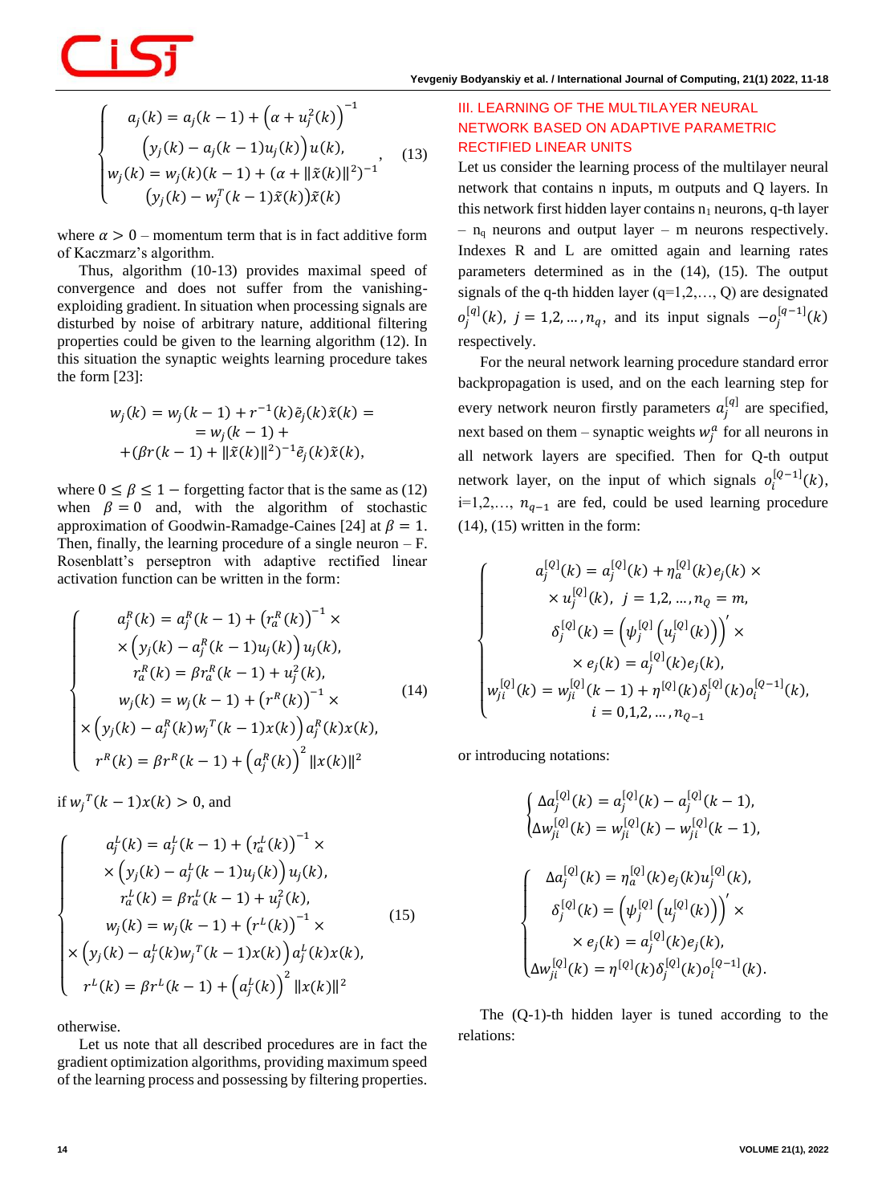$$
\begin{cases}
a_j(k) = a_j(k-1) + \left(\alpha + u_j^2(k)\right)^{-1} \\
\quad \left(y_j(k) - a_j(k-1)u_j(k)\right)u(k), \\
w_j(k) = w_j(k)(k-1) + (\alpha + \|\tilde{x}(k)\|^2)^{-1} \\
\quad (y_j(k) - w_j^T(k-1)\tilde{x}(k))\tilde{x}(k)
\end{cases}, \quad (13)
$$

where $\alpha > 0$ – momentum term that is in fact additive form of Kaczmarz's algorithm.

Thus, algorithm (10-13) provides maximal speed of convergence and does not suffer from the vanishing-exploiding gradient. In situation when processing signals are disturbed by noise of arbitrary nature, additional filtering properties could be given to the learning algorithm (12). In this situation the synaptic weights learning procedure takes the form [23]:

$$
\begin{aligned}
w_j(k) &= w_j(k-1) + r^{-1}(k)\tilde{e}_j(k)\tilde{x}(k) = \\
&= w_j(k-1) + \\
&+ (\beta r(k-1) + \|\tilde{x}(k)\|^2)^{-1}\tilde{e}_j(k)\tilde{x}(k),
\end{aligned}
$$

where $0 \leq \beta \leq 1$ – forgetting factor that is the same as (12) when $\beta = 0$ and, with the algorithm of stochastic approximation of Goodwin-Ramadge-Caines [24] at $\beta = 1$. Then, finally, the learning procedure of a single neuron – F. Rosenblatt's perseptron with adaptive rectified linear activation function can be written in the form:

$$
\begin{cases}
a_j^R(k) = a_j^R(k-1) + \left(r_a^R(k)\right)^{-1} \times \\
\times \left(y_j(k) - a_j^R(k-1)u_j(k)\right)u_j(k), \\
r_a^R(k) = \beta r_a^R(k-1) + u_j^2(k), \\
w_j(k) = w_j(k-1) + \left(r^R(k)\right)^{-1} \times \\
\times \left(y_j(k) - a_j^R(k)w_j^T(k-1)x(k)\right)a_j^R(k)x(k), \\
r^R(k) = \beta r^R(k-1) + \left(a_j^R(k)\right)^2 \|x(k)\|^2
\end{cases} \quad (14)
$$

if $w_j^T(k-1)x(k) > 0$, and

$$
\begin{cases}
a_j^L(k) = a_j^L(k-1) + \left(r_a^L(k)\right)^{-1} \times \\
\times \left(y_j(k) - a_j^L(k-1)u_j(k)\right)u_j(k), \\
r_a^L(k) = \beta r_a^L(k-1) + u_j^2(k), \\
w_j(k) = w_j(k-1) + \left(r^L(k)\right)^{-1} \times \\
\times \left(y_j(k) - a_j^L(k)w_j^T(k-1)x(k)\right)a_j^L(k)x(k), \\
r^L(k) = \beta r^L(k-1) + \left(a_j^L(k)\right)^2 \|x(k)\|^2
\end{cases} \quad (15)
$$

otherwise.

Let us note that all described procedures are in fact the gradient optimization algorithms, providing maximum speed of the learning process and possessing by filtering properties.

## III. LEARNING OF THE MULTILAYER NEURAL NETWORK BASED ON ADAPTIVE PARAMETRIC RECTIFIED LINEAR UNITS

Let us consider the learning process of the multilayer neural network that contains n inputs, m outputs and Q layers. In this network first hidden layer contains $n_1$ neurons, q-th layer – $n_q$ neurons and output layer – m neurons respectively. Indexes R and L are omitted again and learning rates parameters determined as in the (14), (15). The output signals of the q-th hidden layer (q=1,2,…, Q) are designated $o_j^{[q]}(k)$, $j = 1,2,\dots,n_q$, and its input signals $-o_j^{[q-1]}(k)$ respectively.

For the neural network learning procedure standard error backpropagation is used, and on the each learning step for every network neuron firstly parameters $a_j^{[q]}$ are specified, next based on them – synaptic weights $w_j^q$ for all neurons in all network layers are specified. Then for Q-th output network layer, on the input of which signals $o_i^{[Q-1]}(k)$, i=1,2,…, $n_{q-1}$ are fed, could be used learning procedure (14), (15) written in the form:

$$
\begin{cases}
a_j^{[Q]}(k) = a_j^{[Q]}(k) + \eta_a^{[Q]}(k)e_j(k) \times \\
\times u_j^{[Q]}(k), \ j = 1,2,\dots,n_Q = m, \\
\delta_j^{[Q]}(k) = \left(\psi_j^{[Q]}\left(u_j^{[Q]}(k)\right)\right)' \times \\
\times e_j(k) = a_j^{[Q]}(k)e_j(k), \\
w_{ji}^{[Q]}(k) = w_{ji}^{[Q]}(k-1) + \eta^{[Q]}(k)\delta_j^{[Q]}(k)o_i^{[Q-1]}(k), \\
i = 0,1,2,\dots,n_{Q-1}
\end{cases}
$$

or introducing notations:

$$
\begin{cases}
\Delta a_j^{[Q]}(k) = a_j^{[Q]}(k) - a_j^{[Q]}(k-1), \\
\Delta w_{ji}^{[Q]}(k) = w_{ji}^{[Q]}(k) - w_{ji}^{[Q]}(k-1),
\end{cases}
$$

$$
\begin{cases}
\Delta a_j^{[Q]}(k) = \eta_a^{[Q]}(k)e_j(k)u_j^{[Q]}(k), \\
\delta_j^{[Q]}(k) = \left(\psi_j^{[Q]}\left(u_j^{[Q]}(k)\right)\right)' \times \\
\times e_j(k) = a_j^{[Q]}(k)e_j(k), \\
\Delta w_{ji}^{[Q]}(k) = \eta^{[Q]}(k)\delta_j^{[Q]}(k)o_i^{[Q-1]}(k).
\end{cases}
$$

The (Q-1)-th hidden layer is tuned according to the relations: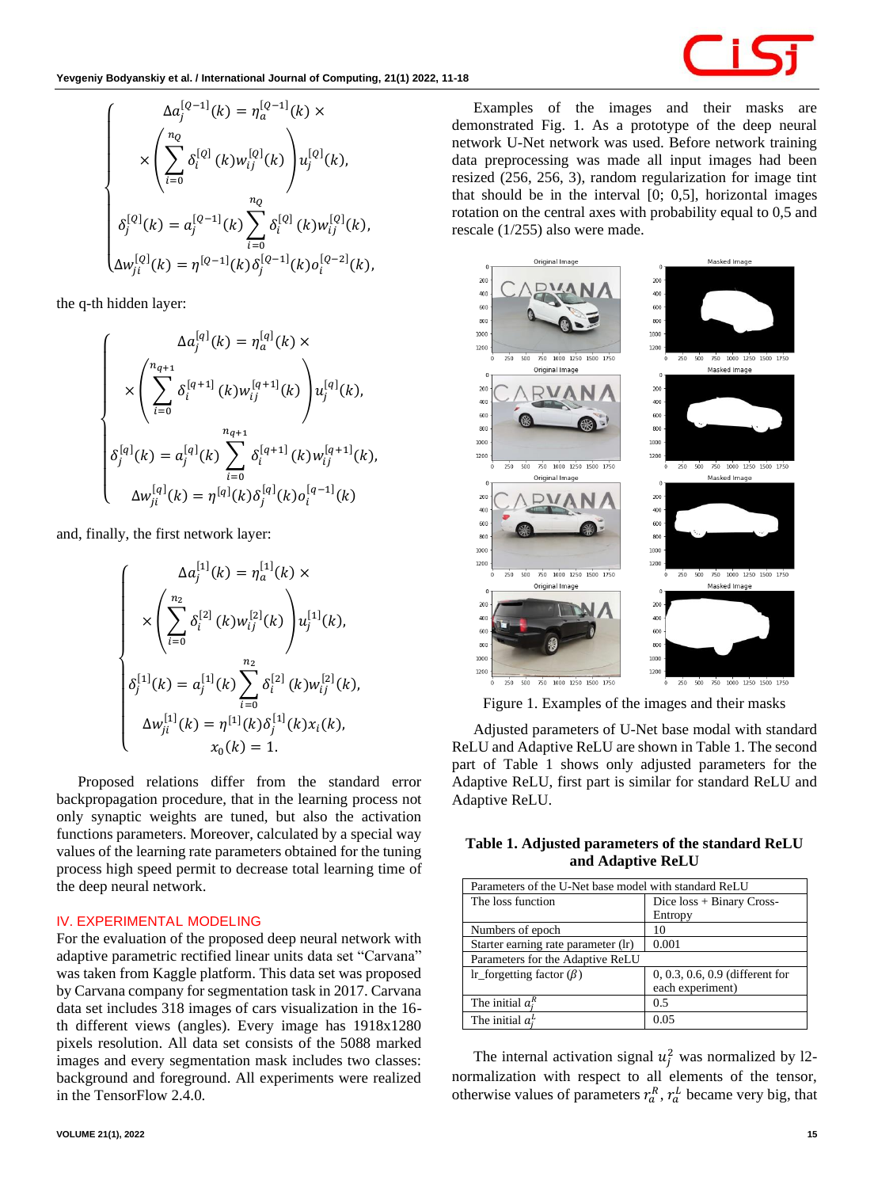$$
\begin{cases}
\Delta a_j^{[Q-1]}(k) = \eta_a^{[Q-1]}(k) \times \\
\times \left( \sum_{i=0}^{n_Q} \delta_i^{[Q]}(k) w_{ij}^{[Q]}(k) \right) u_j^{[Q]}(k), \\
\delta_j^{[Q]}(k) = a_j^{[Q-1]}(k) \sum_{i=0}^{n_Q} \delta_i^{[Q]}(k) w_{ij}^{[Q]}(k), \\
\Delta w_{ji}^{[Q]}(k) = \eta^{[Q-1]}(k) \delta_j^{[Q-1]}(k) o_i^{[Q-2]}(k),
\end{cases}
$$

the q-th hidden layer:

$$
\begin{cases}
\Delta a_j^{[q]}(k) = \eta_a^{[q]}(k) \times \\
\times \left( \sum_{i=0}^{n_{q+1}} \delta_i^{[q+1]}(k) w_{ij}^{[q+1]}(k) \right) u_j^{[q]}(k), \\
\delta_j^{[q]}(k) = a_j^{[q]}(k) \sum_{i=0}^{n_{q+1}} \delta_i^{[q+1]}(k) w_{ij}^{[q+1]}(k), \\
\Delta w_{ji}^{[q]}(k) = \eta^{[q]}(k) \delta_j^{[q]}(k) o_i^{[q-1]}(k)
\end{cases}
$$

and, finally, the first network layer:

$$
\begin{cases}
\Delta a_j^{[1]}(k) = \eta_a^{[1]}(k) \times \\
\times \left( \sum_{i=0}^{n_2} \delta_i^{[2]}(k) w_{ij}^{[2]}(k) \right) u_j^{[1]}(k), \\
\delta_j^{[1]}(k) = a_j^{[1]}(k) \sum_{i=0}^{n_2} \delta_i^{[2]}(k) w_{ij}^{[2]}(k), \\
\Delta w_{ji}^{[1]}(k) = \eta^{[1]}(k) \delta_j^{[1]}(k) x_i(k), \\
x_0(k) = 1.
\end{cases}
$$

Proposed relations differ from the standard error backpropagation procedure, that in the learning process not only synaptic weights are tuned, but also the activation functions parameters. Moreover, calculated by a special way values of the learning rate parameters obtained for the tuning process high speed permit to decrease total learning time of the deep neural network.

## IV. EXPERIMENTAL MODELING

For the evaluation of the proposed deep neural network with adaptive parametric rectified linear units data set "Carvana" was taken from Kaggle platform. This data set was proposed by Carvana company for segmentation task in 2017. Carvana data set includes 318 images of cars visualization in the 16-th different views (angles). Every image has 1918x1280 pixels resolution. All data set consists of the 5088 marked images and every segmentation mask includes two classes: background and foreground. All experiments were realized in the TensorFlow 2.4.0.

Examples of the images and their masks are demonstrated Fig. 1. As a prototype of the deep neural network U-Net network was used. Before network training data preprocessing was made all input images had been resized (256, 256, 3), random regularization for image tint that should be in the interval [0; 0,5], horizontal images rotation on the central axes with probability equal to 0,5 and rescale (1/255) also were made.

Figure 1. Examples of the images and their masks

Adjusted parameters of U-Net base modal with standard ReLU and Adaptive ReLU are shown in Table 1. The second part of Table 1 shows only adjusted parameters for the Adaptive ReLU, first part is similar for standard ReLU and Adaptive ReLU.

**Table 1. Adjusted parameters of the standard ReLU and Adaptive ReLU**

| Parameters of the U-Net base model with standard ReLU | |
|---|---|
| The loss function | Dice loss + Binary Cross-Entropy |
| Numbers of epoch | 10 |
| Starter earning rate parameter (lr) | 0.001 |
| Parameters for the Adaptive ReLU | |
| lr_forgetting factor ($\beta$) | 0, 0.3, 0.6, 0.9 (different for each experiment) |
| The initial $a_j^R$ | 0.5 |
| The initial $a_j^L$ | 0.05 |

The internal activation signal $u_j^2$ was normalized by l2-normalization with respect to all elements of the tensor, otherwise values of parameters $r_a^R$, $r_a^L$ became very big, that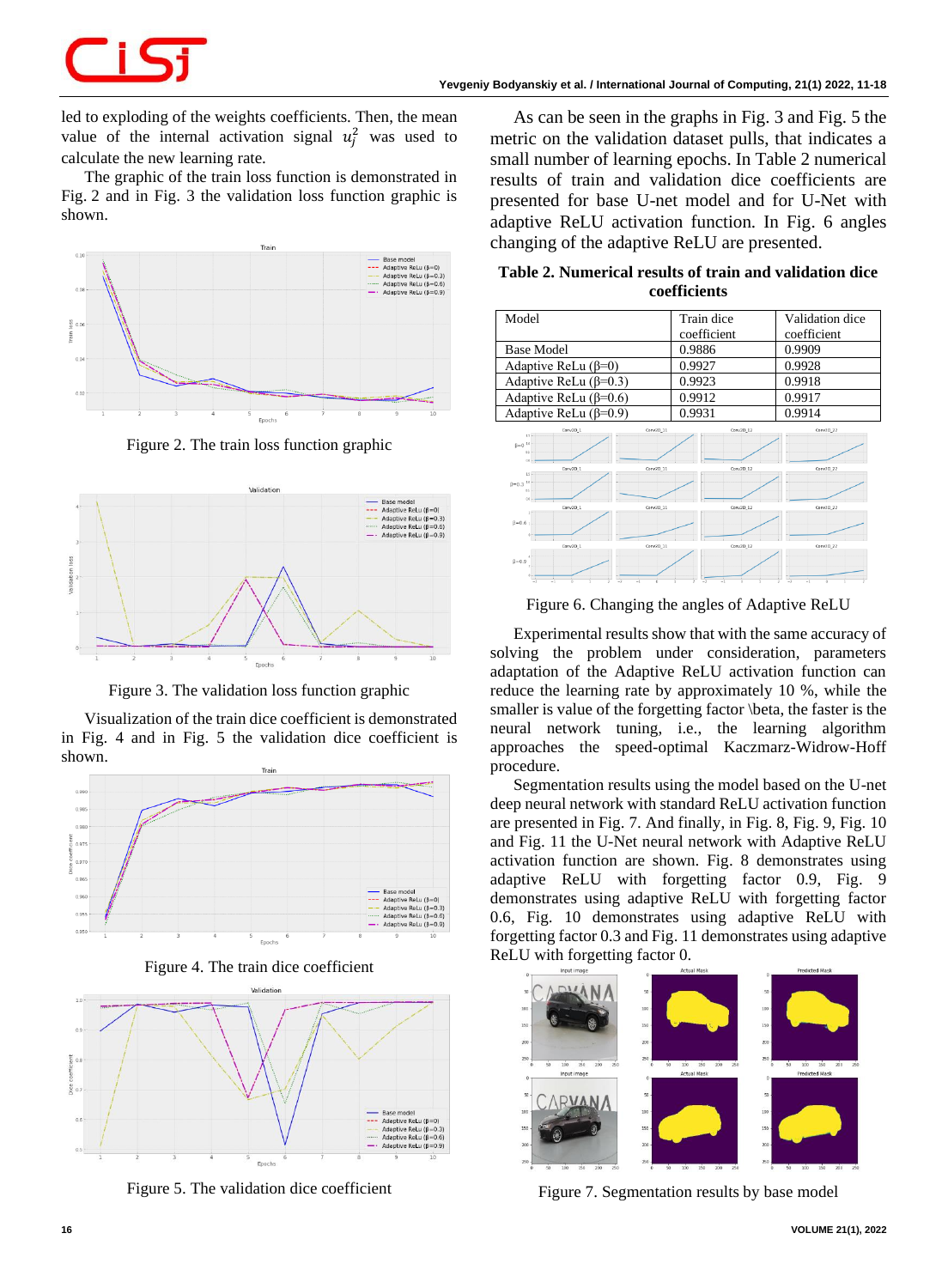led to exploding of the weights coefficients. Then, the mean value of the internal activation signal $u_j^2$ was used to calculate the new learning rate.

The graphic of the train loss function is demonstrated in Fig. 2 and in Fig. 3 the validation loss function graphic is shown.

Figure 2. The train loss function graphic

Figure 3. The validation loss function graphic

Visualization of the train dice coefficient is demonstrated in Fig. 4 and in Fig. 5 the validation dice coefficient is shown.

Figure 4. The train dice coefficient

Figure 5. The validation dice coefficient

As can be seen in the graphs in Fig. 3 and Fig. 5 the metric on the validation dataset pulls, that indicates a small number of learning epochs. In Table 2 numerical results of train and validation dice coefficients are presented for base U-net model and for U-Net with adaptive ReLU activation function. In Fig. 6 angles changing of the adaptive ReLU are presented.

**Table 2. Numerical results of train and validation dice coefficients**

| Model | Train dice coefficient | Validation dice coefficient |
|---|---|---|
| Base Model | 0.9886 | 0.9909 |
| Adaptive ReLu (β=0) | 0.9927 | 0.9928 |
| Adaptive ReLu (β=0.3) | 0.9923 | 0.9918 |
| Adaptive ReLu (β=0.6) | 0.9912 | 0.9917 |
| Adaptive ReLu (β=0.9) | 0.9931 | 0.9914 |

Figure 6. Changing the angles of Adaptive ReLU

Experimental results show that with the same accuracy of solving the problem under consideration, parameters adaptation of the Adaptive ReLU activation function can reduce the learning rate by approximately 10 %, while the smaller is value of the forgetting factor \beta, the faster is the neural network tuning, i.e., the learning algorithm approaches the speed-optimal Kaczmarz-Widrow-Hoff procedure.

Segmentation results using the model based on the U-net deep neural network with standard ReLU activation function are presented in Fig. 7. And finally, in Fig. 8, Fig. 9, Fig. 10 and Fig. 11 the U-Net neural network with Adaptive ReLU activation function are shown. Fig. 8 demonstrates using adaptive ReLU with forgetting factor 0.9, Fig. 9 demonstrates using adaptive ReLU with forgetting factor 0.6, Fig. 10 demonstrates using adaptive ReLU with forgetting factor 0.3 and Fig. 11 demonstrates using adaptive ReLU with forgetting factor 0.

Figure 7. Segmentation results by base model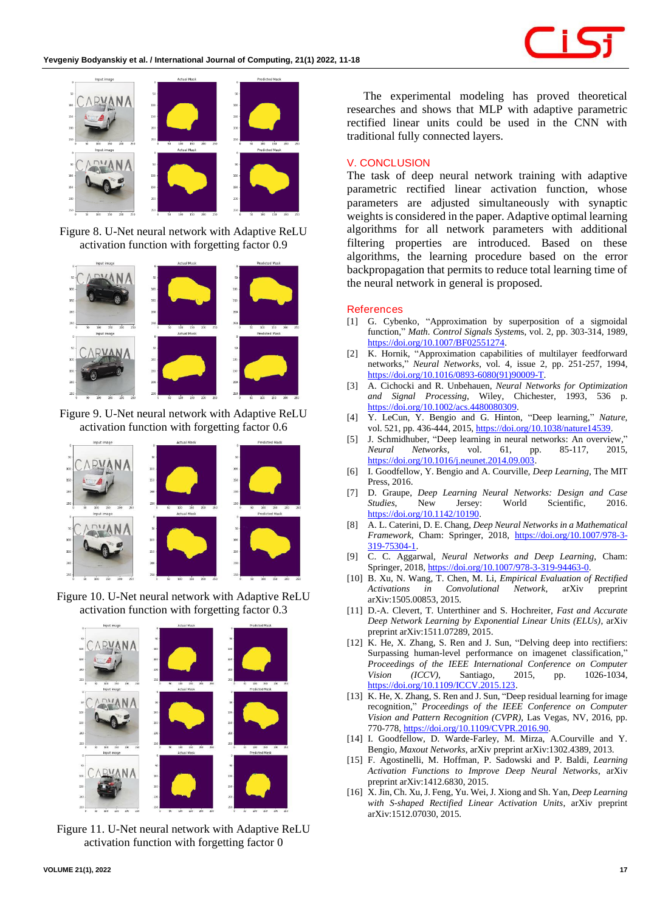Figure 8. U-Net neural network with Adaptive ReLU activation function with forgetting factor 0.9

Figure 9. U-Net neural network with Adaptive ReLU activation function with forgetting factor 0.6

Figure 10. U-Net neural network with Adaptive ReLU activation function with forgetting factor 0.3

Figure 11. U-Net neural network with Adaptive ReLU activation function with forgetting factor 0

The experimental modeling has proved theoretical researches and shows that MLP with adaptive parametric rectified linear units could be used in the CNN with traditional fully connected layers.

## V. CONCLUSION

The task of deep neural network training with adaptive parametric rectified linear activation function, whose parameters are adjusted simultaneously with synaptic weights is considered in the paper. Adaptive optimal learning algorithms for all network parameters with additional filtering properties are introduced. Based on these algorithms, the learning procedure based on the error backpropagation that permits to reduce total learning time of the neural network in general is proposed.

## References

[1] G. Cybenko, "Approximation by superposition of a sigmoidal function," *Math. Control Signals Systems*, vol. 2, pp. 303-314, 1989, https://doi.org/10.1007/BF02551274.

[2] K. Hornik, "Approximation capabilities of multilayer feedforward networks," *Neural Networks*, vol. 4, issue 2, pp. 251-257, 1994, https://doi.org/10.1016/0893-6080(91)90009-T.

[3] A. Cichocki and R. Unbehauen, *Neural Networks for Optimization and Signal Processing*, Wiley, Chichester, 1993, 536 p. https://doi.org/10.1002/acs.4480080309.

[4] Y. LeCun, Y. Bengio and G. Hinton, "Deep learning," *Nature*, vol. 521, pp. 436-444, 2015, https://doi.org/10.1038/nature14539.

[5] J. Schmidhuber, "Deep learning in neural networks: An overview," *Neural Networks*, vol. 61, pp. 85-117, 2015, https://doi.org/10.1016/j.neunet.2014.09.003.

[6] I. Goodfellow, Y. Bengio and A. Courville, *Deep Learning*, The MIT Press, 2016.

[7] D. Graupe, *Deep Learning Neural Networks: Design and Case Studies*, New Jersey: World Scientific, 2016. https://doi.org/10.1142/10190.

[8] A. L. Caterini, D. E. Chang, *Deep Neural Networks in a Mathematical Framework*, Cham: Springer, 2018, https://doi.org/10.1007/978-3-319-75304-1.

[9] C. C. Aggarwal, *Neural Networks and Deep Learning*, Cham: Springer, 2018, https://doi.org/10.1007/978-3-319-94463-0.

[10] B. Xu, N. Wang, T. Chen, M. Li, *Empirical Evaluation of Rectified Activations in Convolutional Network*, arXiv preprint arXiv:1505.00853, 2015.

[11] D.-A. Clevert, T. Unterthiner and S. Hochreiter, *Fast and Accurate Deep Network Learning by Exponential Linear Units (ELUs)*, arXiv preprint arXiv:1511.07289, 2015.

[12] K. He, X. Zhang, S. Ren and J. Sun, "Delving deep into rectifiers: Surpassing human-level performance on imagenet classification," *Proceedings of the IEEE International Conference on Computer Vision (ICCV)*, Santiago, 2015, pp. 1026-1034, https://doi.org/10.1109/ICCV.2015.123.

[13] K. He, X. Zhang, S. Ren and J. Sun, "Deep residual learning for image recognition," *Proceedings of the IEEE Conference on Computer Vision and Pattern Recognition (CVPR)*, Las Vegas, NV, 2016, pp. 770-778, https://doi.org/10.1109/CVPR.2016.90.

[14] I. Goodfellow, D. Warde-Farley, M. Mirza, A.Courville and Y. Bengio, *Maxout Networks*, arXiv preprint arXiv:1302.4389, 2013.

[15] F. Agostinelli, M. Hoffman, P. Sadowski and P. Baldi, *Learning Activation Functions to Improve Deep Neural Networks*, arXiv preprint arXiv:1412.6830, 2015.

[16] X. Jin, Ch. Xu, J. Feng, Yu. Wei, J. Xiong and Sh. Yan, *Deep Learning with S-shaped Rectified Linear Activation Units*, arXiv preprint arXiv:1512.07030, 2015.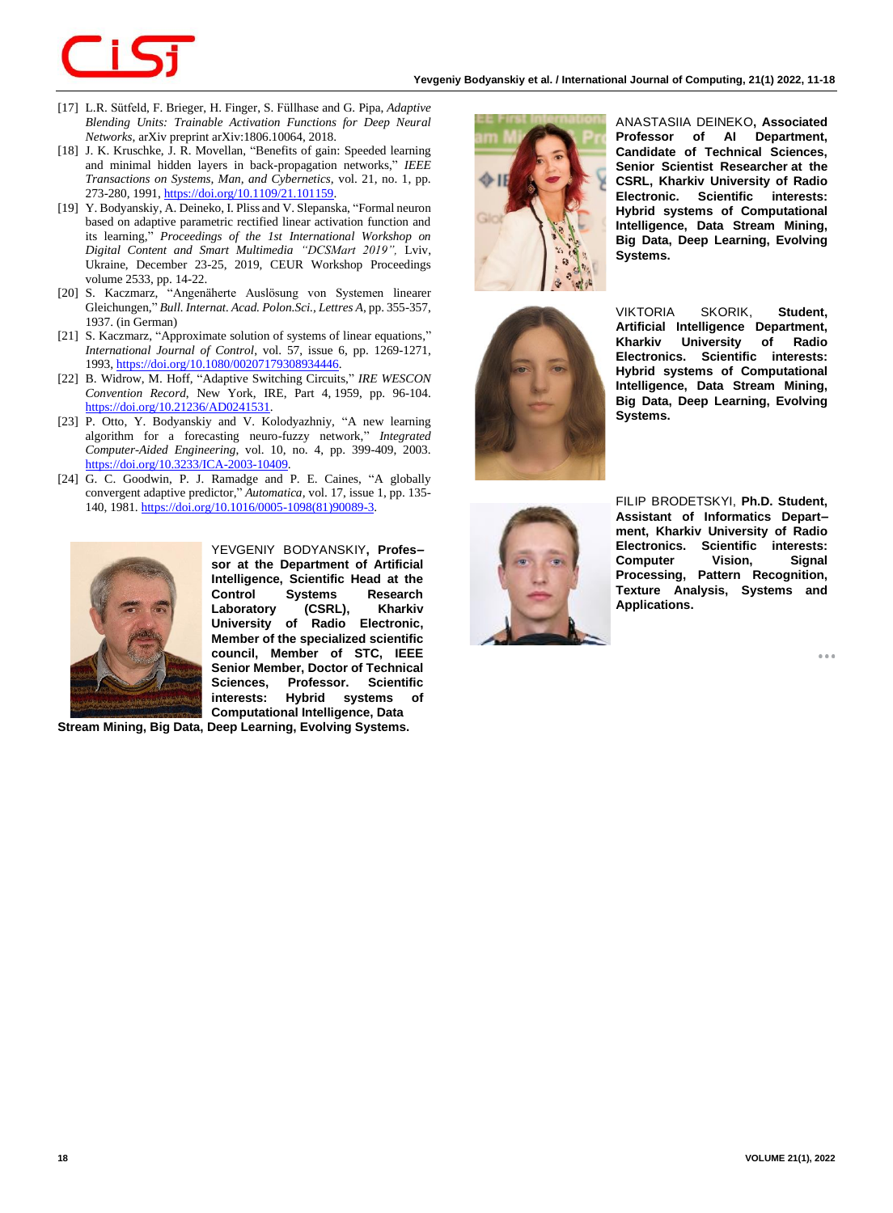[17] L.R. Sütfeld, F. Brieger, H. Finger, S. Füllhase and G. Pipa, *Adaptive Blending Units: Trainable Activation Functions for Deep Neural Networks*, arXiv preprint arXiv:1806.10064, 2018.

[18] J. K. Kruschke, J. R. Movellan, "Benefits of gain: Speeded learning and minimal hidden layers in back-propagation networks," *IEEE Transactions on Systems, Man, and Cybernetics*, vol. 21, no. 1, pp. 273-280, 1991, https://doi.org/10.1109/21.101159.

[19] Y. Bodyanskiy, A. Deineko, I. Pliss and V. Slepanska, "Formal neuron based on adaptive parametric rectified linear activation function and its learning," *Proceedings of the 1st International Workshop on Digital Content and Smart Multimedia "DCSMart 2019"*, Lviv, Ukraine, December 23-25, 2019, CEUR Workshop Proceedings volume 2533, pp. 14-22.

[20] S. Kaczmarz, "Angenäherte Auslösung von Systemen linearer Gleichungen," *Bull. Internat. Acad. Polon.Sci., Lettres A*, pp. 355-357, 1937. (in German)

[21] S. Kaczmarz, "Approximate solution of systems of linear equations," *International Journal of Control*, vol. 57, issue 6, pp. 1269-1271, 1993, https://doi.org/10.1080/00207179308934446.

[22] B. Widrow, M. Hoff, "Adaptive Switching Circuits," *IRE WESCON Convention Record*, New York, IRE, Part 4, 1959, pp. 96-104. https://doi.org/10.21236/AD0241531.

[23] P. Otto, Y. Bodyanskiy and V. Kolodyazhniy, "A new learning algorithm for a forecasting neuro-fuzzy network," *Integrated Computer-Aided Engineering*, vol. 10, no. 4, pp. 399-409, 2003. https://doi.org/10.3233/ICA-2003-10409.

[24] G. C. Goodwin, P. J. Ramadge and P. E. Caines, "A globally convergent adaptive predictor," *Automatica*, vol. 17, issue 1, pp. 135-140, 1981. https://doi.org/10.1016/0005-1098(81)90089-3.

YEVGENIY BODYANSKIY, **Professor at the Department of Artificial Intelligence, Scientific Head at the Control Systems Research Laboratory (CSRL), Kharkiv University of Radio Electronic, Member of the specialized scientific council, Member of STC, IEEE Senior Member, Doctor of Technical Sciences, Professor. Scientific interests: Hybrid systems of Computational Intelligence, Data Stream Mining, Big Data, Deep Learning, Evolving Systems.**

ANASTASIIA DEINEKO, **Associated Professor of AI Department, Candidate of Technical Sciences, Senior Scientist Researcher at the CSRL, Kharkiv University of Radio Electronic. Scientific interests: Hybrid systems of Computational Intelligence, Data Stream Mining, Big Data, Deep Learning, Evolving Systems.**

VIKTORIA SKORIK, **Student, Artificial Intelligence Department, Kharkiv University of Radio Electronics. Scientific interests: Hybrid systems of Computational Intelligence, Data Stream Mining, Big Data, Deep Learning, Evolving Systems.**

FILIP BRODETSKYI, **Ph.D. Student, Assistant of Informatics Department, Kharkiv University of Radio Electronics. Scientific interests: Computer Vision, Signal Processing, Pattern Recognition, Texture Analysis, Systems and Applications.**